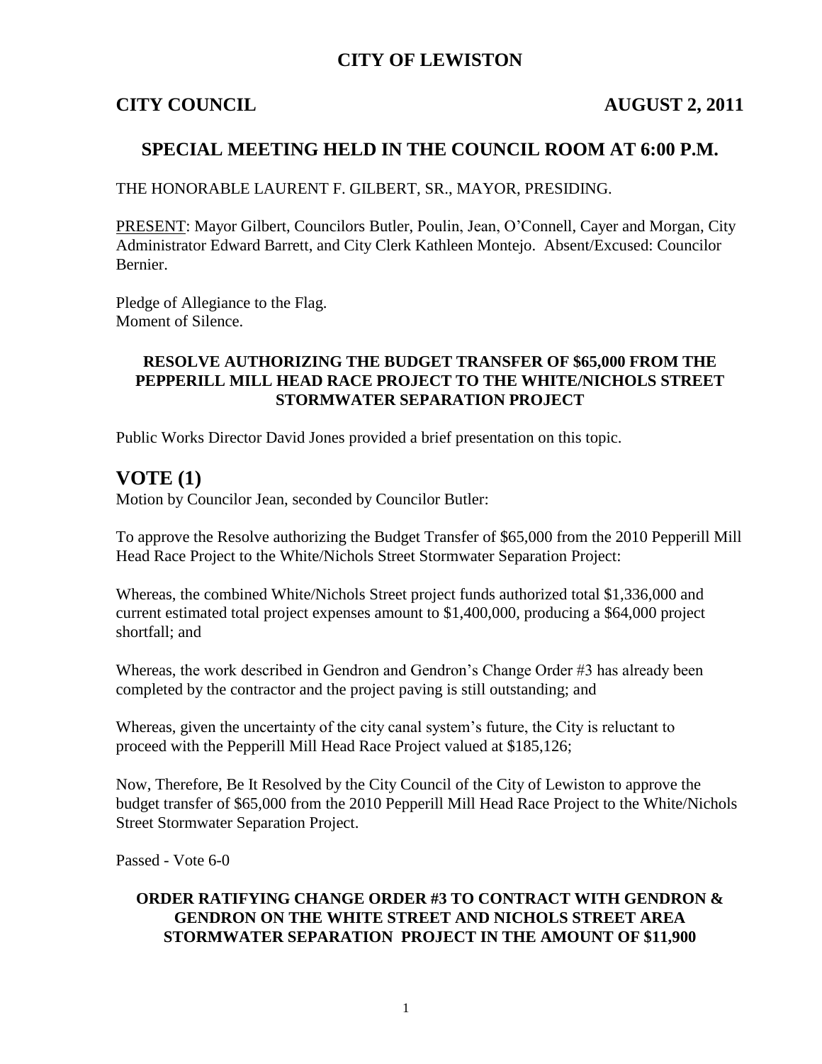# CITY OF LEWISTON

**CITY COUNCIL** **AUGUST 2, 2011**

## SPECIAL MEETING HELD IN THE COUNCIL ROOM AT 6:00 P.M.

THE HONORABLE LAURENT F. GILBERT, SR., MAYOR, PRESIDING.

PRESENT: Mayor Gilbert, Councilors Butler, Poulin, Jean, O'Connell, Cayer and Morgan, City Administrator Edward Barrett, and City Clerk Kathleen Montejo. Absent/Excused: Councilor Bernier.

Pledge of Allegiance to the Flag.
Moment of Silence.

### RESOLVE AUTHORIZING THE BUDGET TRANSFER OF $65,000 FROM THE PEPPERILL MILL HEAD RACE PROJECT TO THE WHITE/NICHOLS STREET STORMWATER SEPARATION PROJECT

Public Works Director David Jones provided a brief presentation on this topic.

## VOTE (1)

Motion by Councilor Jean, seconded by Councilor Butler:

To approve the Resolve authorizing the Budget Transfer of $65,000 from the 2010 Pepperill Mill Head Race Project to the White/Nichols Street Stormwater Separation Project:

Whereas, the combined White/Nichols Street project funds authorized total $1,336,000 and current estimated total project expenses amount to $1,400,000, producing a $64,000 project shortfall; and

Whereas, the work described in Gendron and Gendron's Change Order #3 has already been completed by the contractor and the project paving is still outstanding; and

Whereas, given the uncertainty of the city canal system's future, the City is reluctant to proceed with the Pepperill Mill Head Race Project valued at $185,126;

Now, Therefore, Be It Resolved by the City Council of the City of Lewiston to approve the budget transfer of $65,000 from the 2010 Pepperill Mill Head Race Project to the White/Nichols Street Stormwater Separation Project.

Passed - Vote 6-0

### ORDER RATIFYING CHANGE ORDER #3 TO CONTRACT WITH GENDRON & GENDRON ON THE WHITE STREET AND NICHOLS STREET AREA STORMWATER SEPARATION PROJECT IN THE AMOUNT OF $11,900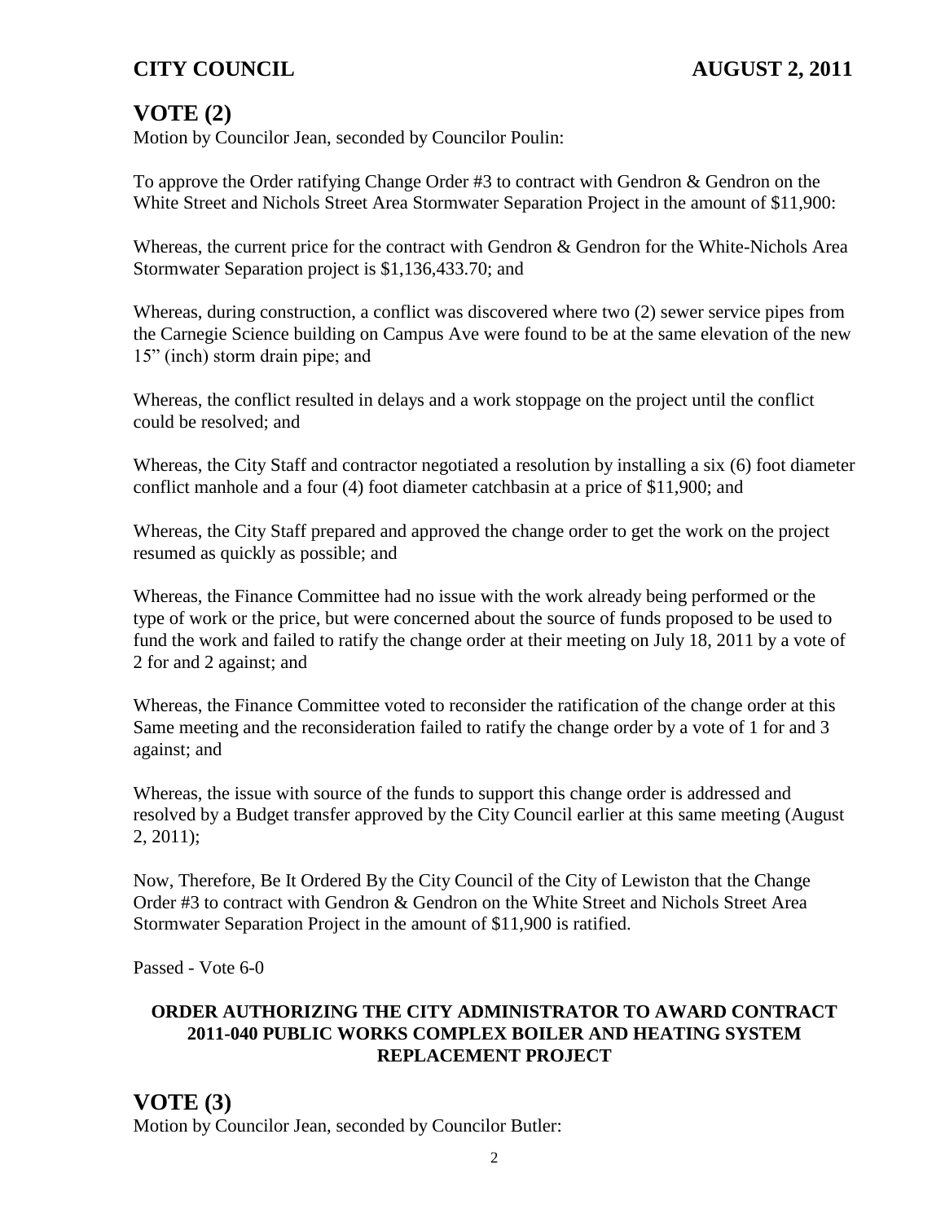## VOTE (2)

Motion by Councilor Jean, seconded by Councilor Poulin:

To approve the Order ratifying Change Order #3 to contract with Gendron & Gendron on the White Street and Nichols Street Area Stormwater Separation Project in the amount of $11,900:

Whereas, the current price for the contract with Gendron & Gendron for the White-Nichols Area Stormwater Separation project is $1,136,433.70; and

Whereas, during construction, a conflict was discovered where two (2) sewer service pipes from the Carnegie Science building on Campus Ave were found to be at the same elevation of the new 15" (inch) storm drain pipe; and

Whereas, the conflict resulted in delays and a work stoppage on the project until the conflict could be resolved; and

Whereas, the City Staff and contractor negotiated a resolution by installing a six (6) foot diameter conflict manhole and a four (4) foot diameter catchbasin at a price of $11,900; and

Whereas, the City Staff prepared and approved the change order to get the work on the project resumed as quickly as possible; and

Whereas, the Finance Committee had no issue with the work already being performed or the type of work or the price, but were concerned about the source of funds proposed to be used to fund the work and failed to ratify the change order at their meeting on July 18, 2011 by a vote of 2 for and 2 against; and

Whereas, the Finance Committee voted to reconsider the ratification of the change order at this Same meeting and the reconsideration failed to ratify the change order by a vote of 1 for and 3 against; and

Whereas, the issue with source of the funds to support this change order is addressed and resolved by a Budget transfer approved by the City Council earlier at this same meeting (August 2, 2011);

Now, Therefore, Be It Ordered By the City Council of the City of Lewiston that the Change Order #3 to contract with Gendron & Gendron on the White Street and Nichols Street Area Stormwater Separation Project in the amount of $11,900 is ratified.

Passed - Vote 6-0

### ORDER AUTHORIZING THE CITY ADMINISTRATOR TO AWARD CONTRACT 2011-040 PUBLIC WORKS COMPLEX BOILER AND HEATING SYSTEM REPLACEMENT PROJECT

## VOTE (3)

Motion by Councilor Jean, seconded by Councilor Butler: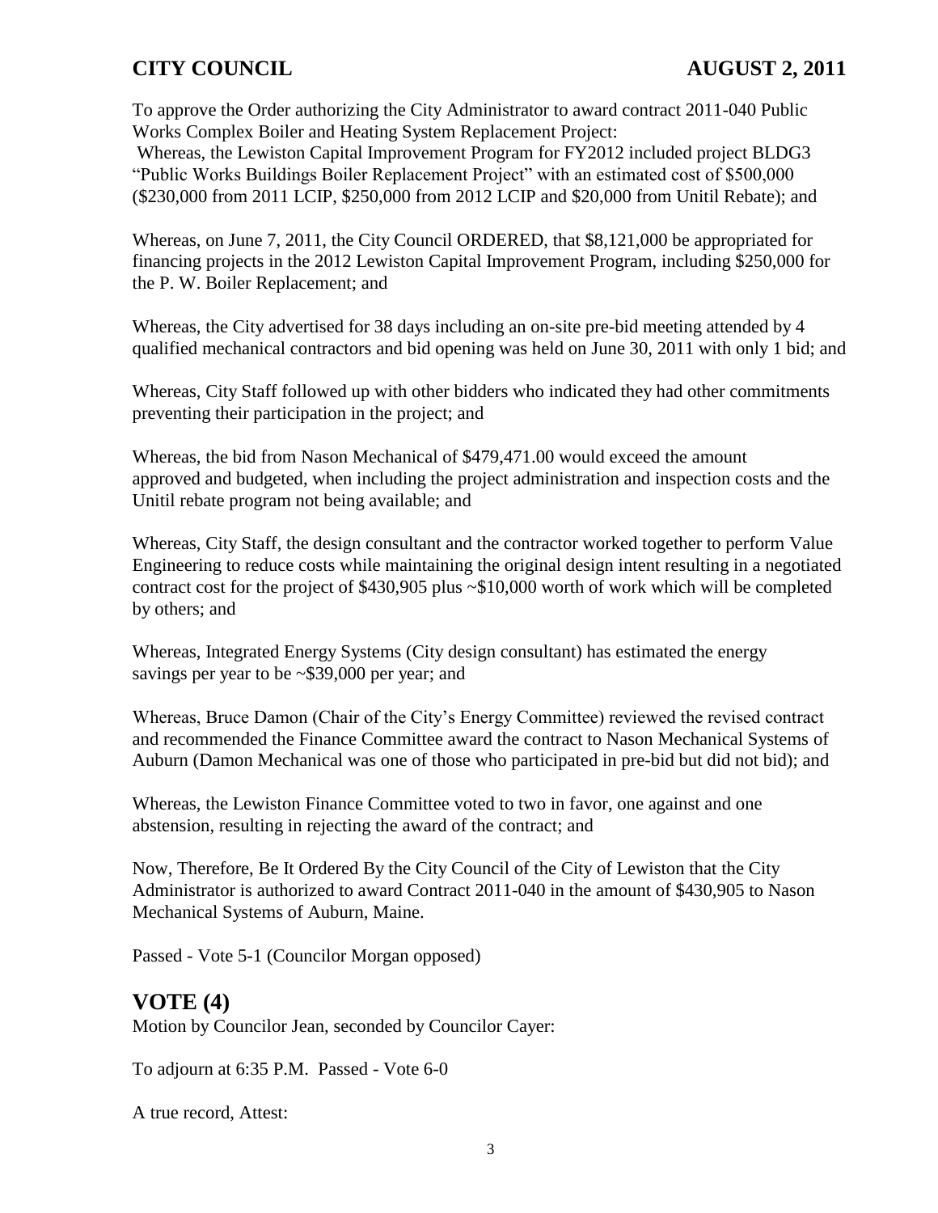To approve the Order authorizing the City Administrator to award contract 2011-040 Public Works Complex Boiler and Heating System Replacement Project:

Whereas, the Lewiston Capital Improvement Program for FY2012 included project BLDG3 "Public Works Buildings Boiler Replacement Project" with an estimated cost of $500,000 ($230,000 from 2011 LCIP, $250,000 from 2012 LCIP and $20,000 from Unitil Rebate); and

Whereas, on June 7, 2011, the City Council ORDERED, that $8,121,000 be appropriated for financing projects in the 2012 Lewiston Capital Improvement Program, including $250,000 for the P. W. Boiler Replacement; and

Whereas, the City advertised for 38 days including an on-site pre-bid meeting attended by 4 qualified mechanical contractors and bid opening was held on June 30, 2011 with only 1 bid; and

Whereas, City Staff followed up with other bidders who indicated they had other commitments preventing their participation in the project; and

Whereas, the bid from Nason Mechanical of $479,471.00 would exceed the amount approved and budgeted, when including the project administration and inspection costs and the Unitil rebate program not being available; and

Whereas, City Staff, the design consultant and the contractor worked together to perform Value Engineering to reduce costs while maintaining the original design intent resulting in a negotiated contract cost for the project of $430,905 plus ~$10,000 worth of work which will be completed by others; and

Whereas, Integrated Energy Systems (City design consultant) has estimated the energy savings per year to be ~$39,000 per year; and

Whereas, Bruce Damon (Chair of the City's Energy Committee) reviewed the revised contract and recommended the Finance Committee award the contract to Nason Mechanical Systems of Auburn (Damon Mechanical was one of those who participated in pre-bid but did not bid); and

Whereas, the Lewiston Finance Committee voted to two in favor, one against and one abstension, resulting in rejecting the award of the contract; and

Now, Therefore, Be It Ordered By the City Council of the City of Lewiston that the City Administrator is authorized to award Contract 2011-040 in the amount of $430,905 to Nason Mechanical Systems of Auburn, Maine.

Passed - Vote 5-1 (Councilor Morgan opposed)

## VOTE (4)

Motion by Councilor Jean, seconded by Councilor Cayer:

To adjourn at 6:35 P.M. Passed - Vote 6-0

A true record, Attest: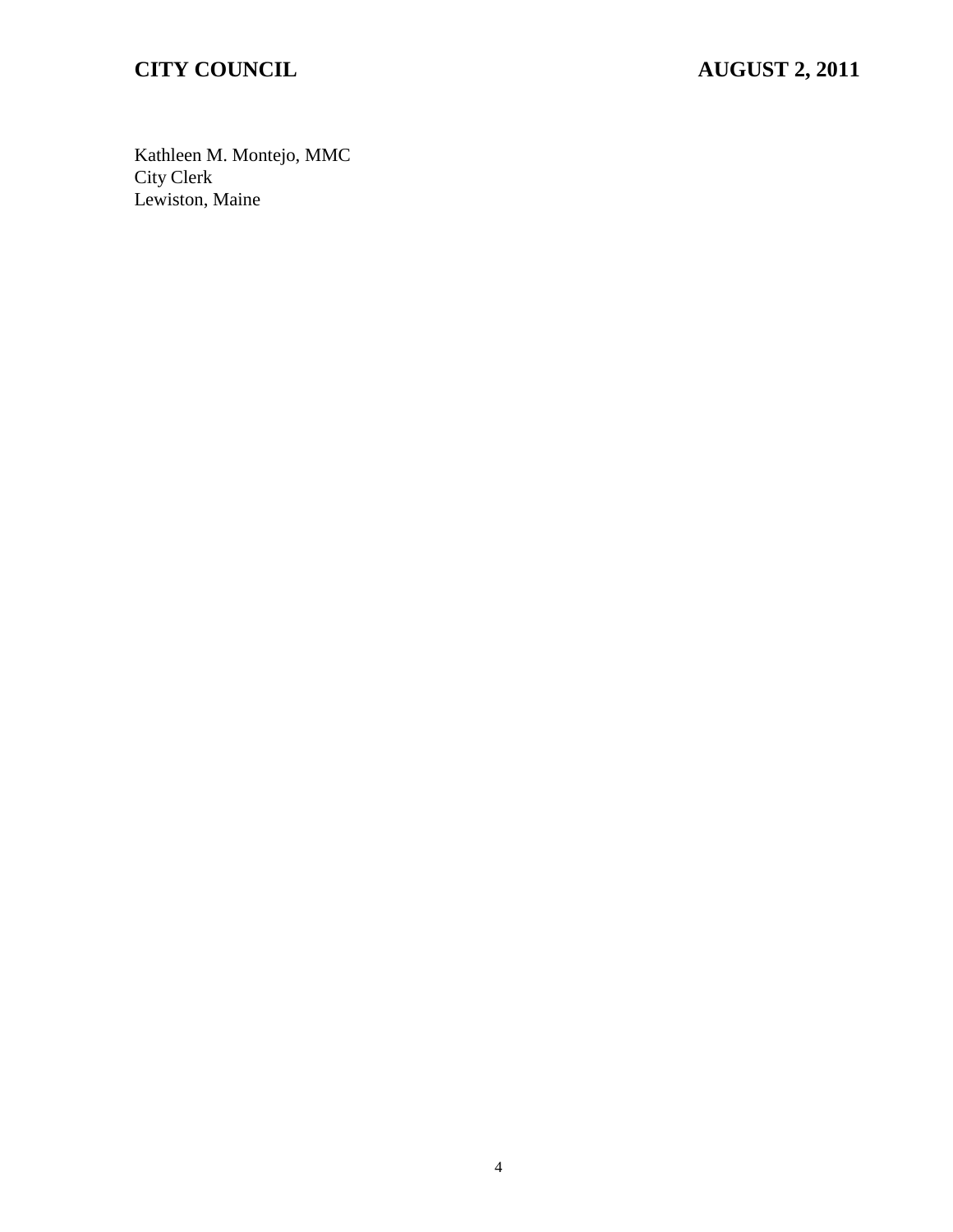Kathleen M. Montejo, MMC
City Clerk
Lewiston, Maine